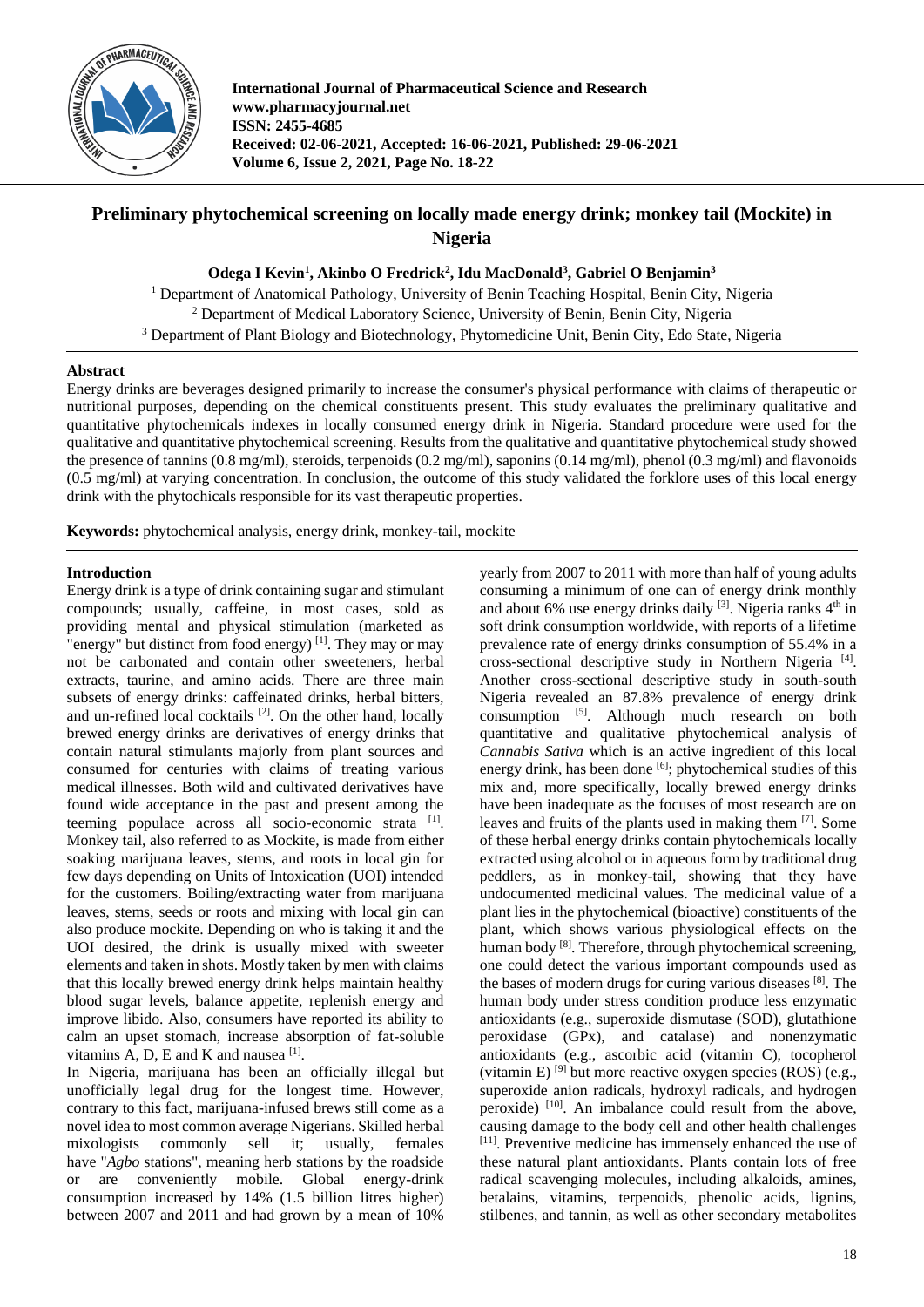International Journal of Pharmaceutical Science and Research
www.pharmacyjournal.net
ISSN: 2455-4685
Received: 02-06-2021, Accepted: 16-06-2021, Published: 29-06-2021
Volume 6, Issue 2, 2021, Page No. 18-22

# Preliminary phytochemical screening on locally made energy drink; monkey tail (Mockite) in Nigeria

**Odega I Kevin[1], Akinbo O Fredrick[2], Idu MacDonald[3], Gabriel O Benjamin[3]**

[1] Department of Anatomical Pathology, University of Benin Teaching Hospital, Benin City, Nigeria
[2] Department of Medical Laboratory Science, University of Benin, Benin City, Nigeria
[3] Department of Plant Biology and Biotechnology, Phytomedicine Unit, Benin City, Edo State, Nigeria

## Abstract

Energy drinks are beverages designed primarily to increase the consumer's physical performance with claims of therapeutic or nutritional purposes, depending on the chemical constituents present. This study evaluates the preliminary qualitative and quantitative phytochemicals indexes in locally consumed energy drink in Nigeria. Standard procedure were used for the qualitative and quantitative phytochemical screening. Results from the qualitative and quantitative phytochemical study showed the presence of tannins (0.8 mg/ml), steroids, terpenoids (0.2 mg/ml), saponins (0.14 mg/ml), phenol (0.3 mg/ml) and flavonoids (0.5 mg/ml) at varying concentration. In conclusion, the outcome of this study validated the forklore uses of this local energy drink with the phytochicals responsible for its vast therapeutic properties.

**Keywords:** phytochemical analysis, energy drink, monkey-tail, mockite

## Introduction

Energy drink is a type of drink containing sugar and stimulant compounds; usually, caffeine, in most cases, sold as providing mental and physical stimulation (marketed as "energy" but distinct from food energy) [1]. They may or may not be carbonated and contain other sweeteners, herbal extracts, taurine, and amino acids. There are three main subsets of energy drinks: caffeinated drinks, herbal bitters, and un-refined local cocktails [2]. On the other hand, locally brewed energy drinks are derivatives of energy drinks that contain natural stimulants majorly from plant sources and consumed for centuries with claims of treating various medical illnesses. Both wild and cultivated derivatives have found wide acceptance in the past and present among the teeming populace across all socio-economic strata [1]. Monkey tail, also referred to as Mockite, is made from either soaking marijuana leaves, stems, and roots in local gin for few days depending on Units of Intoxication (UOI) intended for the customers. Boiling/extracting water from marijuana leaves, stems, seeds or roots and mixing with local gin can also produce mockite. Depending on who is taking it and the UOI desired, the drink is usually mixed with sweeter elements and taken in shots. Mostly taken by men with claims that this locally brewed energy drink helps maintain healthy blood sugar levels, balance appetite, replenish energy and improve libido. Also, consumers have reported its ability to calm an upset stomach, increase absorption of fat-soluble vitamins A, D, E and K and nausea [1].

In Nigeria, marijuana has been an officially illegal but unofficially legal drug for the longest time. However, contrary to this fact, marijuana-infused brews still come as a novel idea to most common average Nigerians. Skilled herbal mixologists commonly sell it; usually, females have "*Agbo* stations", meaning herb stations by the roadside or are conveniently mobile. Global energy-drink consumption increased by 14% (1.5 billion litres higher) between 2007 and 2011 and had grown by a mean of 10% yearly from 2007 to 2011 with more than half of young adults consuming a minimum of one can of energy drink monthly and about 6% use energy drinks daily [3]. Nigeria ranks 4th in soft drink consumption worldwide, with reports of a lifetime prevalence rate of energy drinks consumption of 55.4% in a cross-sectional descriptive study in Northern Nigeria [4]. Another cross-sectional descriptive study in south-south Nigeria revealed an 87.8% prevalence of energy drink consumption [5]. Although much research on both quantitative and qualitative phytochemical analysis of *Cannabis Sativa* which is an active ingredient of this local energy drink, has been done [6]; phytochemical studies of this mix and, more specifically, locally brewed energy drinks have been inadequate as the focuses of most research are on leaves and fruits of the plants used in making them [7]. Some of these herbal energy drinks contain phytochemicals locally extracted using alcohol or in aqueous form by traditional drug peddlers, as in monkey-tail, showing that they have undocumented medicinal values. The medicinal value of a plant lies in the phytochemical (bioactive) constituents of the plant, which shows various physiological effects on the human body [8]. Therefore, through phytochemical screening, one could detect the various important compounds used as the bases of modern drugs for curing various diseases [8]. The human body under stress condition produce less enzymatic antioxidants (e.g., superoxide dismutase (SOD), glutathione peroxidase (GPx), and catalase) and nonenzymatic antioxidants (e.g., ascorbic acid (vitamin C), tocopherol (vitamin E) [9] but more reactive oxygen species (ROS) (e.g., superoxide anion radicals, hydroxyl radicals, and hydrogen peroxide) [10]. An imbalance could result from the above, causing damage to the body cell and other health challenges [11]. Preventive medicine has immensely enhanced the use of these natural plant antioxidants. Plants contain lots of free radical scavenging molecules, including alkaloids, amines, betalains, vitamins, terpenoids, phenolic acids, lignins, stilbenes, and tannin, as well as other secondary metabolites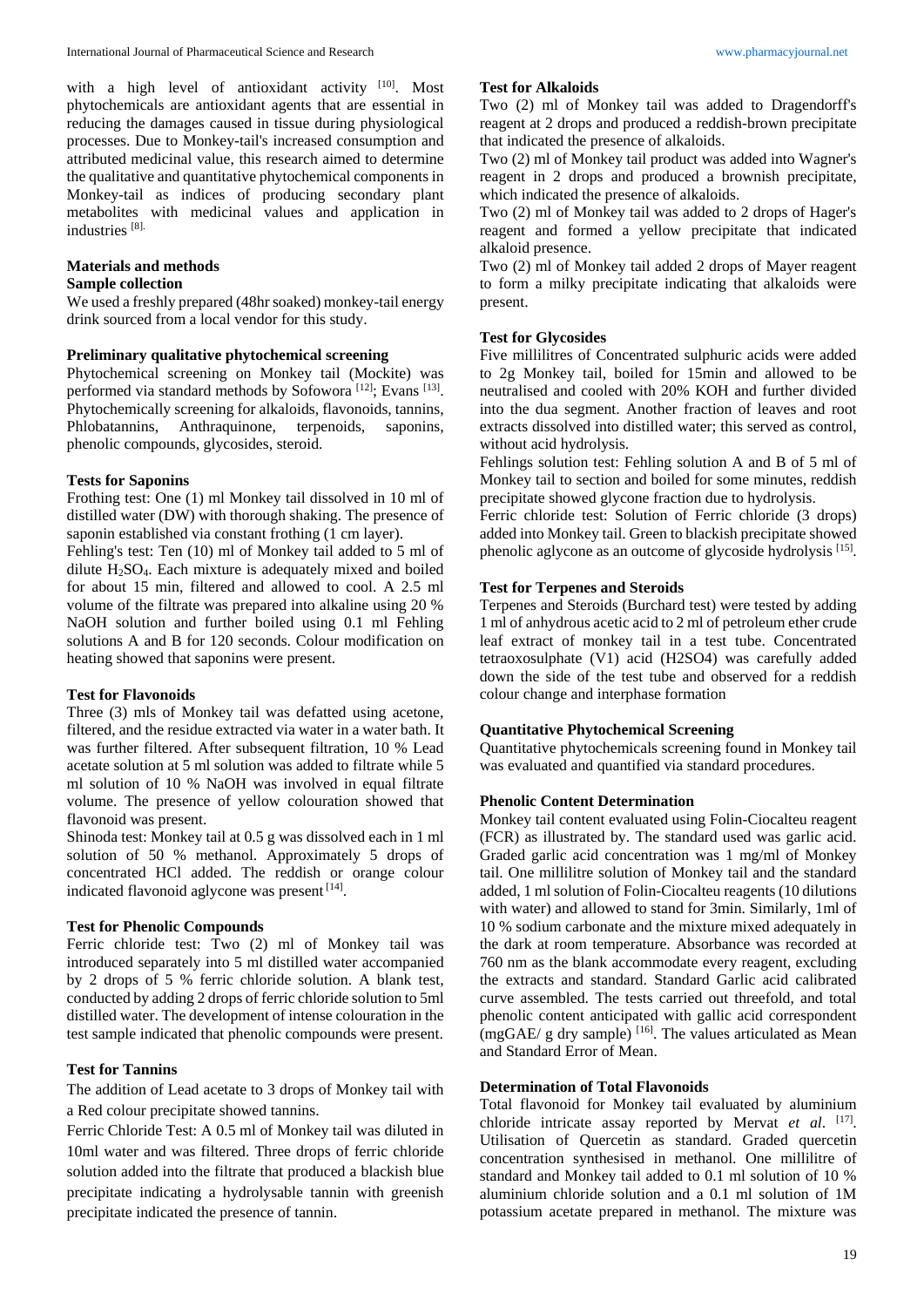with a high level of antioxidant activity [10]. Most phytochemicals are antioxidant agents that are essential in reducing the damages caused in tissue during physiological processes. Due to Monkey-tail's increased consumption and attributed medicinal value, this research aimed to determine the qualitative and quantitative phytochemical components in Monkey-tail as indices of producing secondary plant metabolites with medicinal values and application in industries [8].

## Materials and methods

### Sample collection

We used a freshly prepared (48hr soaked) monkey-tail energy drink sourced from a local vendor for this study.

### Preliminary qualitative phytochemical screening

Phytochemical screening on Monkey tail (Mockite) was performed via standard methods by Sofowora [12]; Evans [13]. Phytochemically screening for alkaloids, flavonoids, tannins, Phlobatannins, Anthraquinone, terpenoids, saponins, phenolic compounds, glycosides, steroid.

### Tests for Saponins

Frothing test: One (1) ml Monkey tail dissolved in 10 ml of distilled water (DW) with thorough shaking. The presence of saponin established via constant frothing (1 cm layer).

Fehling's test: Ten (10) ml of Monkey tail added to 5 ml of dilute $H_2SO_4$. Each mixture is adequately mixed and boiled for about 15 min, filtered and allowed to cool. A 2.5 ml volume of the filtrate was prepared into alkaline using 20 % NaOH solution and further boiled using 0.1 ml Fehling solutions A and B for 120 seconds. Colour modification on heating showed that saponins were present.

### Test for Flavonoids

Three (3) mls of Monkey tail was defatted using acetone, filtered, and the residue extracted via water in a water bath. It was further filtered. After subsequent filtration, 10 % Lead acetate solution at 5 ml solution was added to filtrate while 5 ml solution of 10 % NaOH was involved in equal filtrate volume. The presence of yellow colouration showed that flavonoid was present.

Shinoda test: Monkey tail at 0.5 g was dissolved each in 1 ml solution of 50 % methanol. Approximately 5 drops of concentrated HCl added. The reddish or orange colour indicated flavonoid aglycone was present [14].

### Test for Phenolic Compounds

Ferric chloride test: Two (2) ml of Monkey tail was introduced separately into 5 ml distilled water accompanied by 2 drops of 5 % ferric chloride solution. A blank test, conducted by adding 2 drops of ferric chloride solution to 5ml distilled water. The development of intense colouration in the test sample indicated that phenolic compounds were present.

### Test for Tannins

The addition of Lead acetate to 3 drops of Monkey tail with a Red colour precipitate showed tannins.

Ferric Chloride Test: A 0.5 ml of Monkey tail was diluted in 10ml water and was filtered. Three drops of ferric chloride solution added into the filtrate that produced a blackish blue precipitate indicating a hydrolysable tannin with greenish precipitate indicated the presence of tannin.

### Test for Alkaloids

Two (2) ml of Monkey tail was added to Dragendorff's reagent at 2 drops and produced a reddish-brown precipitate that indicated the presence of alkaloids.

Two (2) ml of Monkey tail product was added into Wagner's reagent in 2 drops and produced a brownish precipitate, which indicated the presence of alkaloids.

Two (2) ml of Monkey tail was added to 2 drops of Hager's reagent and formed a yellow precipitate that indicated alkaloid presence.

Two (2) ml of Monkey tail added 2 drops of Mayer reagent to form a milky precipitate indicating that alkaloids were present.

### Test for Glycosides

Five millilitres of Concentrated sulphuric acids were added to 2g Monkey tail, boiled for 15min and allowed to be neutralised and cooled with 20% KOH and further divided into the dua segment. Another fraction of leaves and root extracts dissolved into distilled water; this served as control, without acid hydrolysis.

Fehlings solution test: Fehling solution A and B of 5 ml of Monkey tail to section and boiled for some minutes, reddish precipitate showed glycone fraction due to hydrolysis.

Ferric chloride test: Solution of Ferric chloride (3 drops) added into Monkey tail. Green to blackish precipitate showed phenolic aglycone as an outcome of glycoside hydrolysis [15].

### Test for Terpenes and Steroids

Terpenes and Steroids (Burchard test) were tested by adding 1 ml of anhydrous acetic acid to 2 ml of petroleum ether crude leaf extract of monkey tail in a test tube. Concentrated tetraoxosulphate (V1) acid (H2SO4) was carefully added down the side of the test tube and observed for a reddish colour change and interphase formation

### Quantitative Phytochemical Screening

Quantitative phytochemicals screening found in Monkey tail was evaluated and quantified via standard procedures.

### Phenolic Content Determination

Monkey tail content evaluated using Folin-Ciocalteu reagent (FCR) as illustrated by. The standard used was garlic acid. Graded garlic acid concentration was 1 mg/ml of Monkey tail. One millilitre solution of Monkey tail and the standard added, 1 ml solution of Folin-Ciocalteu reagents (10 dilutions with water) and allowed to stand for 3min. Similarly, 1ml of 10 % sodium carbonate and the mixture mixed adequately in the dark at room temperature. Absorbance was recorded at 760 nm as the blank accommodate every reagent, excluding the extracts and standard. Standard Garlic acid calibrated curve assembled. The tests carried out threefold, and total phenolic content anticipated with gallic acid correspondent (mgGAE/ g dry sample) [16]. The values articulated as Mean and Standard Error of Mean.

### Determination of Total Flavonoids

Total flavonoid for Monkey tail evaluated by aluminium chloride intricate assay reported by Mervat *et al*. [17]. Utilisation of Quercetin as standard. Graded quercetin concentration synthesised in methanol. One millilitre of standard and Monkey tail added to 0.1 ml solution of 10 % aluminium chloride solution and a 0.1 ml solution of 1M potassium acetate prepared in methanol. The mixture was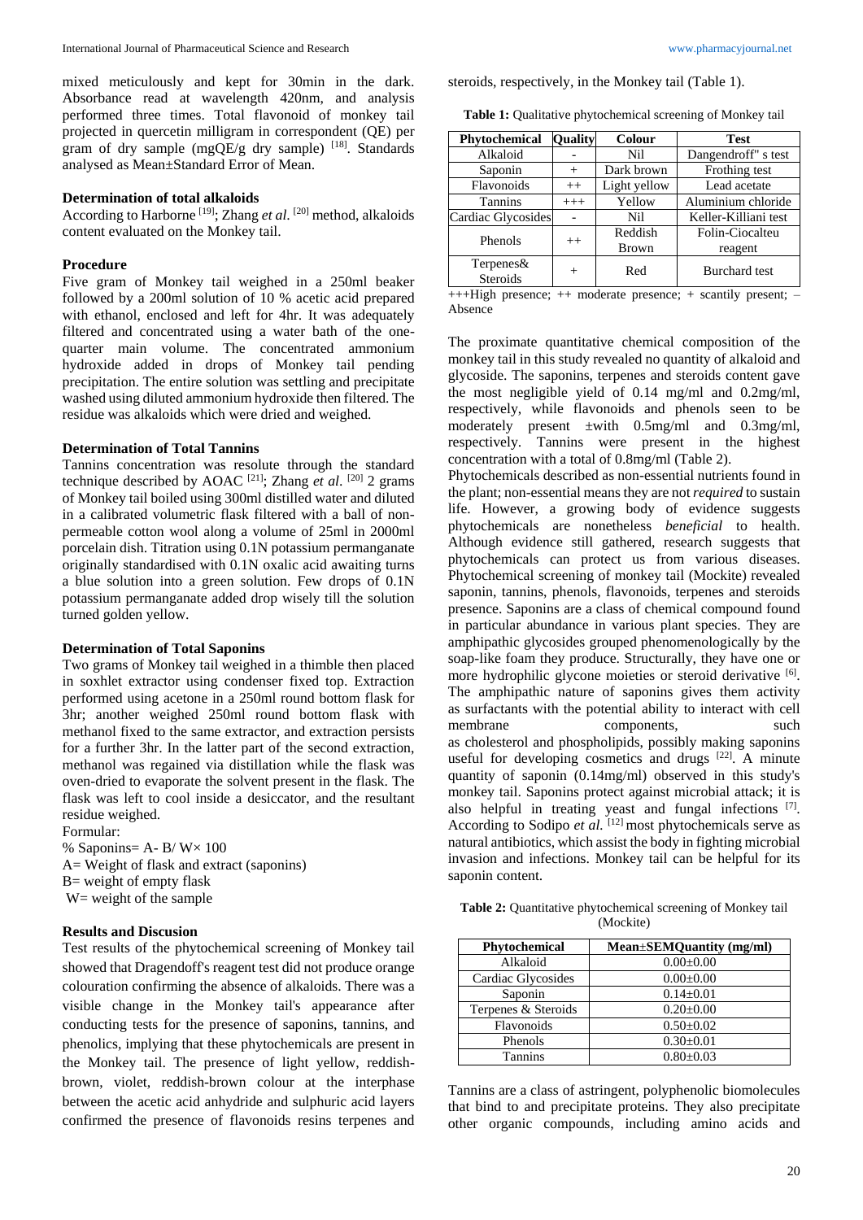mixed meticulously and kept for 30min in the dark. Absorbance read at wavelength 420nm, and analysis performed three times. Total flavonoid of monkey tail projected in quercetin milligram in correspondent (QE) per gram of dry sample (mgQE/g dry sample) [18]. Standards analysed as Mean±Standard Error of Mean.

### Determination of total alkaloids

According to Harborne [19]; Zhang *et al.* [20] method, alkaloids content evaluated on the Monkey tail.

### Procedure

Five gram of Monkey tail weighed in a 250ml beaker followed by a 200ml solution of 10 % acetic acid prepared with ethanol, enclosed and left for 4hr. It was adequately filtered and concentrated using a water bath of the one-quarter main volume. The concentrated ammonium hydroxide added in drops of Monkey tail pending precipitation. The entire solution was settling and precipitate washed using diluted ammonium hydroxide then filtered. The residue was alkaloids which were dried and weighed.

### Determination of Total Tannins

Tannins concentration was resolute through the standard technique described by AOAC [21]; Zhang *et al.* [20] 2 grams of Monkey tail boiled using 300ml distilled water and diluted in a calibrated volumetric flask filtered with a ball of non-permeable cotton wool along a volume of 25ml in 2000ml porcelain dish. Titration using 0.1N potassium permanganate originally standardised with 0.1N oxalic acid awaiting turns a blue solution into a green solution. Few drops of 0.1N potassium permanganate added drop wisely till the solution turned golden yellow.

### Determination of Total Saponins

Two grams of Monkey tail weighed in a thimble then placed in soxhlet extractor using condenser fixed top. Extraction performed using acetone in a 250ml round bottom flask for 3hr; another weighed 250ml round bottom flask with methanol fixed to the same extractor, and extraction persists for a further 3hr. In the latter part of the second extraction, methanol was regained via distillation while the flask was oven-dried to evaporate the solvent present in the flask. The flask was left to cool inside a desiccator, and the resultant residue weighed.

Formular:

% Saponins= A- B/ W× 100

A= Weight of flask and extract (saponins)

B= weight of empty flask

W= weight of the sample

### Results and Discusion

Test results of the phytochemical screening of Monkey tail showed that Dragendoff's reagent test did not produce orange colouration confirming the absence of alkaloids. There was a visible change in the Monkey tail's appearance after conducting tests for the presence of saponins, tannins, and phenolics, implying that these phytochemicals are present in the Monkey tail. The presence of light yellow, reddish-brown, violet, reddish-brown colour at the interphase between the acetic acid anhydride and sulphuric acid layers confirmed the presence of flavonoids resins terpenes and steroids, respectively, in the Monkey tail (Table 1).

**Table 1:** Qualitative phytochemical screening of Monkey tail

| Phytochemical | Quality | Colour | Test |
|---|---|---|---|
| Alkaloid | - | Nil | Dangendroff" s test |
| Saponin | + | Dark brown | Frothing test |
| Flavonoids | ++ | Light yellow | Lead acetate |
| Tannins | +++ | Yellow | Aluminium chloride |
| Cardiac Glycosides | - | Nil | Keller-Killiani test |
| Phenols | ++ | Reddish Brown | Folin-Ciocalteu reagent |
| Terpenes& Steroids | + | Red | Burchard test |

+++High presence; ++ moderate presence; + scantily present; – Absence

The proximate quantitative chemical composition of the monkey tail in this study revealed no quantity of alkaloid and glycoside. The saponins, terpenes and steroids content gave the most negligible yield of 0.14 mg/ml and 0.2mg/ml, respectively, while flavonoids and phenols seen to be moderately present ±with 0.5mg/ml and 0.3mg/ml, respectively. Tannins were present in the highest concentration with a total of 0.8mg/ml (Table 2).

Phytochemicals described as non-essential nutrients found in the plant; non-essential means they are not *required* to sustain life. However, a growing body of evidence suggests phytochemicals are nonetheless *beneficial* to health. Although evidence still gathered, research suggests that phytochemicals can protect us from various diseases. Phytochemical screening of monkey tail (Mockite) revealed saponin, tannins, phenols, flavonoids, terpenes and steroids presence. Saponins are a class of chemical compound found in particular abundance in various plant species. They are amphipathic glycosides grouped phenomenologically by the soap-like foam they produce. Structurally, they have one or more hydrophilic glycone moieties or steroid derivative [6]. The amphipathic nature of saponins gives them activity as surfactants with the potential ability to interact with cell membrane components, such as cholesterol and phospholipids, possibly making saponins useful for developing cosmetics and drugs [22]. A minute quantity of saponin (0.14mg/ml) observed in this study's monkey tail. Saponins protect against microbial attack; it is also helpful in treating yeast and fungal infections [7]. According to Sodipo *et al.* [12] most phytochemicals serve as natural antibiotics, which assist the body in fighting microbial invasion and infections. Monkey tail can be helpful for its saponin content.

**Table 2:** Quantitative phytochemical screening of Monkey tail (Mockite)

| Phytochemical | Mean±SEMQuantity (mg/ml) |
|---|---|
| Alkaloid | 0.00±0.00 |
| Cardiac Glycosides | 0.00±0.00 |
| Saponin | 0.14±0.01 |
| Terpenes & Steroids | 0.20±0.00 |
| Flavonoids | 0.50±0.02 |
| Phenols | 0.30±0.01 |
| Tannins | 0.80±0.03 |

Tannins are a class of astringent, polyphenolic biomolecules that bind to and precipitate proteins. They also precipitate other organic compounds, including amino acids and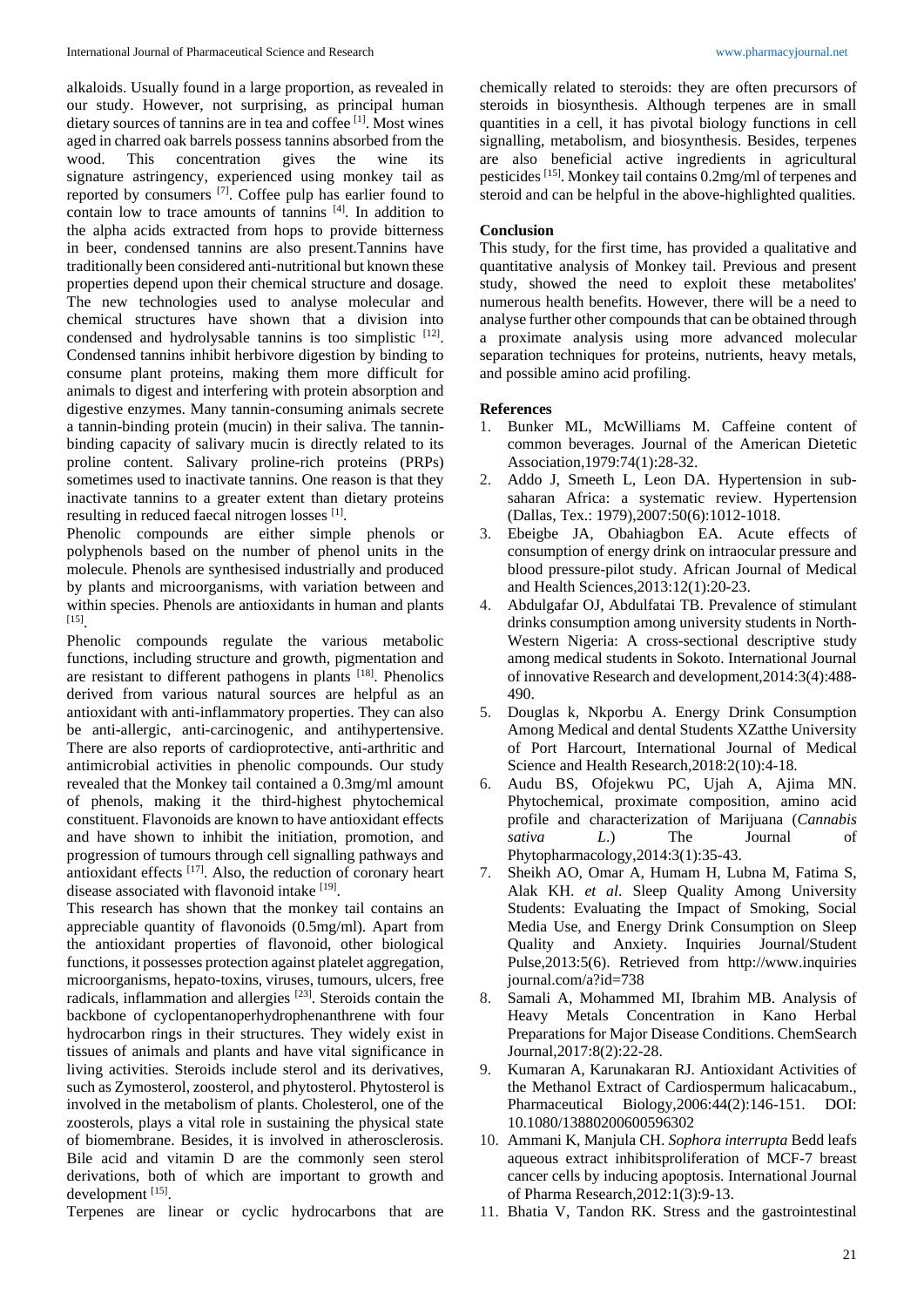alkaloids. Usually found in a large proportion, as revealed in our study. However, not surprising, as principal human dietary sources of tannins are in tea and coffee [1]. Most wines aged in charred oak barrels possess tannins absorbed from the wood. This concentration gives the wine its signature astringency, experienced using monkey tail as reported by consumers [7]. Coffee pulp has earlier found to contain low to trace amounts of tannins [4]. In addition to the alpha acids extracted from hops to provide bitterness in beer, condensed tannins are also present.Tannins have traditionally been considered anti-nutritional but known these properties depend upon their chemical structure and dosage. The new technologies used to analyse molecular and chemical structures have shown that a division into condensed and hydrolysable tannins is too simplistic [12]. Condensed tannins inhibit herbivore digestion by binding to consume plant proteins, making them more difficult for animals to digest and interfering with protein absorption and digestive enzymes. Many tannin-consuming animals secrete a tannin-binding protein (mucin) in their saliva. The tannin-binding capacity of salivary mucin is directly related to its proline content. Salivary proline-rich proteins (PRPs) sometimes used to inactivate tannins. One reason is that they inactivate tannins to a greater extent than dietary proteins resulting in reduced faecal nitrogen losses [1].

Phenolic compounds are either simple phenols or polyphenols based on the number of phenol units in the molecule. Phenols are synthesised industrially and produced by plants and microorganisms, with variation between and within species. Phenols are antioxidants in human and plants [15].

Phenolic compounds regulate the various metabolic functions, including structure and growth, pigmentation and are resistant to different pathogens in plants [18]. Phenolics derived from various natural sources are helpful as an antioxidant with anti-inflammatory properties. They can also be anti-allergic, anti-carcinogenic, and antihypertensive. There are also reports of cardioprotective, anti-arthritic and antimicrobial activities in phenolic compounds. Our study revealed that the Monkey tail contained a 0.3mg/ml amount of phenols, making it the third-highest phytochemical constituent. Flavonoids are known to have antioxidant effects and have shown to inhibit the initiation, promotion, and progression of tumours through cell signalling pathways and antioxidant effects [17]. Also, the reduction of coronary heart disease associated with flavonoid intake [19].

This research has shown that the monkey tail contains an appreciable quantity of flavonoids (0.5mg/ml). Apart from the antioxidant properties of flavonoid, other biological functions, it possesses protection against platelet aggregation, microorganisms, hepato-toxins, viruses, tumours, ulcers, free radicals, inflammation and allergies [23]. Steroids contain the backbone of cyclopentanoperhydrophenanthrene with four hydrocarbon rings in their structures. They widely exist in tissues of animals and plants and have vital significance in living activities. Steroids include sterol and its derivatives, such as Zymosterol, zoosterol, and phytosterol. Phytosterol is involved in the metabolism of plants. Cholesterol, one of the zoosterols, plays a vital role in sustaining the physical state of biomembrane. Besides, it is involved in atherosclerosis. Bile acid and vitamin D are the commonly seen sterol derivations, both of which are important to growth and development [15].

Terpenes are linear or cyclic hydrocarbons that are chemically related to steroids: they are often precursors of steroids in biosynthesis. Although terpenes are in small quantities in a cell, it has pivotal biology functions in cell signalling, metabolism, and biosynthesis. Besides, terpenes are also beneficial active ingredients in agricultural pesticides [15]. Monkey tail contains 0.2mg/ml of terpenes and steroid and can be helpful in the above-highlighted qualities.

## Conclusion

This study, for the first time, has provided a qualitative and quantitative analysis of Monkey tail. Previous and present study, showed the need to exploit these metabolites' numerous health benefits. However, there will be a need to analyse further other compounds that can be obtained through a proximate analysis using more advanced molecular separation techniques for proteins, nutrients, heavy metals, and possible amino acid profiling.

## References

1. Bunker ML, McWilliams M. Caffeine content of common beverages. Journal of the American Dietetic Association,1979:74(1):28-32.
2. Addo J, Smeeth L, Leon DA. Hypertension in sub-saharan Africa: a systematic review. Hypertension (Dallas, Tex.: 1979),2007:50(6):1012-1018.
3. Ebeigbe JA, Obahiagbon EA. Acute effects of consumption of energy drink on intraocular pressure and blood pressure-pilot study. African Journal of Medical and Health Sciences,2013:12(1):20-23.
4. Abdulgafar OJ, Abdulfatai TB. Prevalence of stimulant drinks consumption among university students in North-Western Nigeria: A cross-sectional descriptive study among medical students in Sokoto. International Journal of innovative Research and development,2014:3(4):488-490.
5. Douglas k, Nkporbu A. Energy Drink Consumption Among Medical and dental Students XZatthe University of Port Harcourt, International Journal of Medical Science and Health Research,2018:2(10):4-18.
6. Audu BS, Ofojekwu PC, Ujah A, Ajima MN. Phytochemical, proximate composition, amino acid profile and characterization of Marijuana (*Cannabis sativa L.*) The Journal of Phytopharmacology,2014:3(1):35-43.
7. Sheikh AO, Omar A, Humam H, Lubna M, Fatima S, Alak KH. *et al*. Sleep Quality Among University Students: Evaluating the Impact of Smoking, Social Media Use, and Energy Drink Consumption on Sleep Quality and Anxiety. Inquiries Journal/Student Pulse,2013:5(6). Retrieved from http://www.inquiries journal.com/a?id=738
8. Samali A, Mohammed MI, Ibrahim MB. Analysis of Heavy Metals Concentration in Kano Herbal Preparations for Major Disease Conditions. ChemSearch Journal,2017:8(2):22-28.
9. Kumaran A, Karunakaran RJ. Antioxidant Activities of the Methanol Extract of Cardiospermum halicacabum., Pharmaceutical Biology,2006:44(2):146-151. DOI: 10.1080/13880200600596302
10. Ammani K, Manjula CH. *Sophora interrupta* Bedd leafs aqueous extract inhibitsproliferation of MCF-7 breast cancer cells by inducing apoptosis. International Journal of Pharma Research,2012:1(3):9-13.
11. Bhatia V, Tandon RK. Stress and the gastrointestinal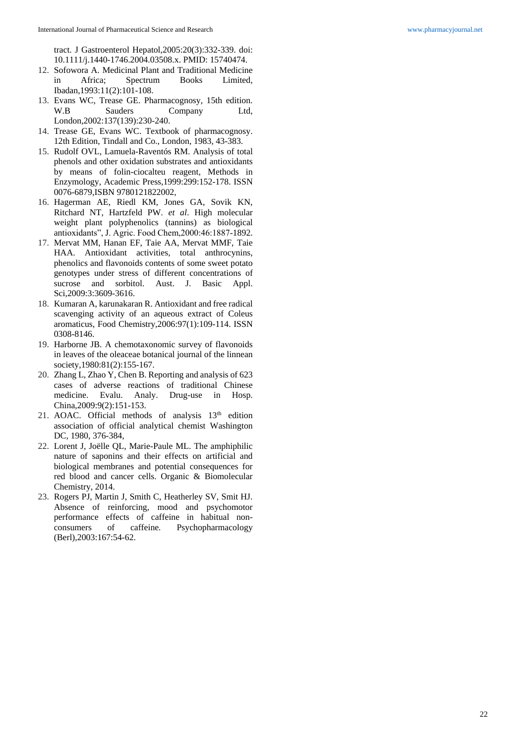tract. J Gastroenterol Hepatol,2005:20(3):332-339. doi: 10.1111/j.1440-1746.2004.03508.x. PMID: 15740474.

12. Sofowora A. Medicinal Plant and Traditional Medicine in Africa; Spectrum Books Limited, Ibadan,1993:11(2):101-108.
13. Evans WC, Trease GE. Pharmacognosy, 15th edition. W.B Sauders Company Ltd, London,2002:137(139):230-240.
14. Trease GE, Evans WC. Textbook of pharmacognosy. 12th Edition, Tindall and Co., London, 1983, 43-383.
15. Rudolf OVL, Lamuela-Raventós RM. Analysis of total phenols and other oxidation substrates and antioxidants by means of folin-ciocalteu reagent, Methods in Enzymology, Academic Press,1999:299:152-178. ISSN 0076-6879,ISBN 9780121822002,
16. Hagerman AE, Riedl KM, Jones GA, Sovik KN, Ritchard NT, Hartzfeld PW. *et al*. High molecular weight plant polyphenolics (tannins) as biological antioxidants", J. Agric. Food Chem,2000:46:1887-1892.
17. Mervat MM, Hanan EF, Taie AA, Mervat MMF, Taie HAA. Antioxidant activities, total anthrocynins, phenolics and flavonoids contents of some sweet potato genotypes under stress of different concentrations of sucrose and sorbitol. Aust. J. Basic Appl. Sci,2009:3:3609-3616.
18. Kumaran A, karunakaran R. Antioxidant and free radical scavenging activity of an aqueous extract of Coleus aromaticus, Food Chemistry,2006:97(1):109-114. ISSN 0308-8146.
19. Harborne JB. A chemotaxonomic survey of flavonoids in leaves of the oleaceae botanical journal of the linnean society,1980:81(2):155-167.
20. Zhang L, Zhao Y, Chen B. Reporting and analysis of 623 cases of adverse reactions of traditional Chinese medicine. Evalu. Analy. Drug-use in Hosp. China,2009:9(2):151-153.
21. AOAC. Official methods of analysis 13th edition association of official analytical chemist Washington DC, 1980, 376-384,
22. Lorent J, Joëlle QL, Marie-Paule ML. The amphiphilic nature of saponins and their effects on artificial and biological membranes and potential consequences for red blood and cancer cells. Organic & Biomolecular Chemistry, 2014.
23. Rogers PJ, Martin J, Smith C, Heatherley SV, Smit HJ. Absence of reinforcing, mood and psychomotor performance effects of caffeine in habitual non-consumers of caffeine. Psychopharmacology (Berl),2003:167:54-62.